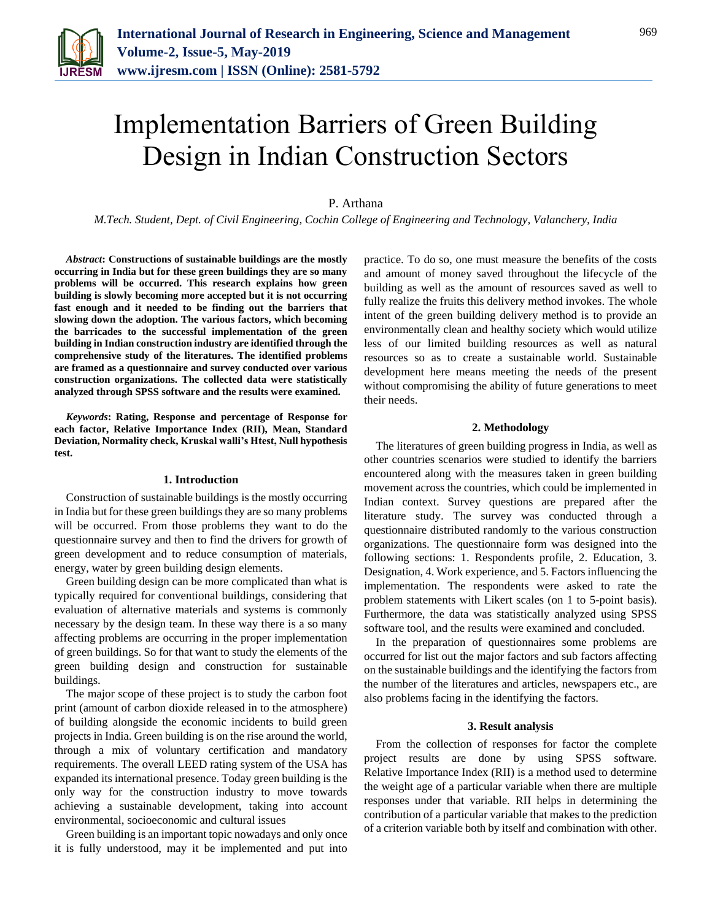# Implementation Barriers of Green Building Design in Indian Construction Sectors

P. Arthana

*M.Tech. Student, Dept. of Civil Engineering, Cochin College of Engineering and Technology, Valanchery, India*

***Abstract*: Constructions of sustainable buildings are the mostly occurring in India but for these green buildings they are so many problems will be occurred. This research explains how green building is slowly becoming more accepted but it is not occurring fast enough and it needed to be finding out the barriers that slowing down the adoption. The various factors, which becoming the barricades to the successful implementation of the green building in Indian construction industry are identified through the comprehensive study of the literatures. The identified problems are framed as a questionnaire and survey conducted over various construction organizations. The collected data were statistically analyzed through SPSS software and the results were examined.**

***Keywords*: Rating, Response and percentage of Response for each factor, Relative Importance Index (RII), Mean, Standard Deviation, Normality check, Kruskal walli's Htest, Null hypothesis test.**

## 1. Introduction

Construction of sustainable buildings is the mostly occurring in India but for these green buildings they are so many problems will be occurred. From those problems they want to do the questionnaire survey and then to find the drivers for growth of green development and to reduce consumption of materials, energy, water by green building design elements.

Green building design can be more complicated than what is typically required for conventional buildings, considering that evaluation of alternative materials and systems is commonly necessary by the design team. In these way there is a so many affecting problems are occurring in the proper implementation of green buildings. So for that want to study the elements of the green building design and construction for sustainable buildings.

The major scope of these project is to study the carbon foot print (amount of carbon dioxide released in to the atmosphere) of building alongside the economic incidents to build green projects in India. Green building is on the rise around the world, through a mix of voluntary certification and mandatory requirements. The overall LEED rating system of the USA has expanded its international presence. Today green building is the only way for the construction industry to move towards achieving a sustainable development, taking into account environmental, socioeconomic and cultural issues

Green building is an important topic nowadays and only once it is fully understood, may it be implemented and put into practice. To do so, one must measure the benefits of the costs and amount of money saved throughout the lifecycle of the building as well as the amount of resources saved as well to fully realize the fruits this delivery method invokes. The whole intent of the green building delivery method is to provide an environmentally clean and healthy society which would utilize less of our limited building resources as well as natural resources so as to create a sustainable world. Sustainable development here means meeting the needs of the present without compromising the ability of future generations to meet their needs.

## 2. Methodology

The literatures of green building progress in India, as well as other countries scenarios were studied to identify the barriers encountered along with the measures taken in green building movement across the countries, which could be implemented in Indian context. Survey questions are prepared after the literature study. The survey was conducted through a questionnaire distributed randomly to the various construction organizations. The questionnaire form was designed into the following sections: 1. Respondents profile, 2. Education, 3. Designation, 4. Work experience, and 5. Factors influencing the implementation. The respondents were asked to rate the problem statements with Likert scales (on 1 to 5-point basis). Furthermore, the data was statistically analyzed using SPSS software tool, and the results were examined and concluded.

In the preparation of questionnaires some problems are occurred for list out the major factors and sub factors affecting on the sustainable buildings and the identifying the factors from the number of the literatures and articles, newspapers etc., are also problems facing in the identifying the factors.

## 3. Result analysis

From the collection of responses for factor the complete project results are done by using SPSS software. Relative Importance Index (RII) is a method used to determine the weight age of a particular variable when there are multiple responses under that variable. RII helps in determining the contribution of a particular variable that makes to the prediction of a criterion variable both by itself and combination with other.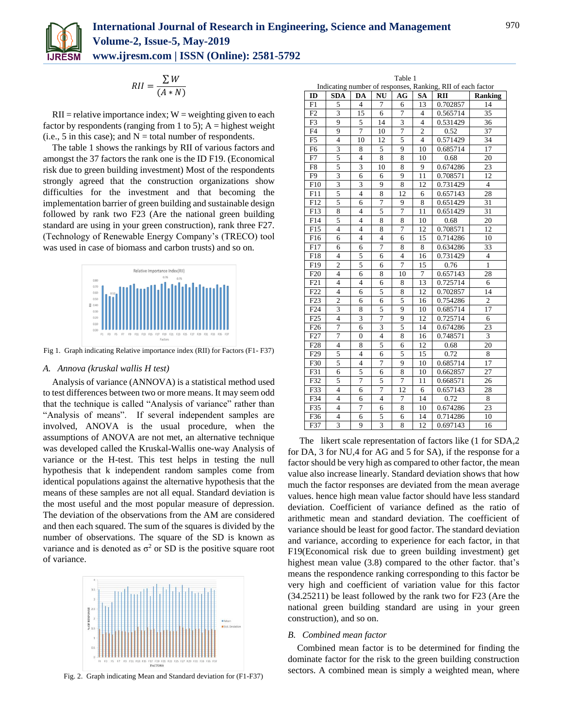$$RII = \frac{\sum W}{(A * N)}$$

RII = relative importance index; W = weighting given to each factor by respondents (ranging from 1 to 5); A = highest weight (i.e., 5 in this case); and N = total number of respondents.

The table 1 shows the rankings by RII of various factors and amongst the 37 factors the rank one is the ID F19. (Economical risk due to green building investment) Most of the respondents strongly agreed that the construction organizations show difficulties for the investment and that becoming the implementation barrier of green building and sustainable design followed by rank two F23 (Are the national green building standard are using in your green construction), rank three F27. (Technology of Renewable Energy Company's (TRECO) tool was used in case of biomass and carbon trusts) and so on.

Fig 1. Graph indicating Relative importance index (RII) for Factors (F1- F37)

### A. Annova (kruskal wallis H test)

Analysis of variance (ANNOVA) is a statistical method used to test differences between two or more means. It may seem odd that the technique is called "Analysis of variance" rather than "Analysis of means". If several independent samples are involved, ANOVA is the usual procedure, when the assumptions of ANOVA are not met, an alternative technique was developed called the Kruskal-Wallis one-way Analysis of variance or the H-test. This test helps in testing the null hypothesis that k independent random samples come from identical populations against the alternative hypothesis that the means of these samples are not all equal. Standard deviation is the most useful and the most popular measure of depression. The deviation of the observations from the AM are considered and then each squared. The sum of the squares is divided by the number of observations. The square of the SD is known as variance and is denoted as $\sigma^2$ or SD is the positive square root of variance.

Fig. 2. Graph indicating Mean and Standard deviation for (F1-F37)

Table 1
Indicating number of responses, Ranking, RII of each factor

| ID | SDA | DA | NU | AG | SA | RII | Ranking |
|---|---|---|---|---|---|---|---|
| F1 | 5 | 4 | 7 | 6 | 13 | 0.702857 | 14 |
| F2 | 3 | 15 | 6 | 7 | 4 | 0.565714 | 35 |
| F3 | 9 | 5 | 14 | 3 | 4 | 0.531429 | 36 |
| F4 | 9 | 7 | 10 | 7 | 2 | 0.52 | 37 |
| F5 | 4 | 10 | 12 | 5 | 4 | 0.571429 | 34 |
| F6 | 3 | 8 | 5 | 9 | 10 | 0.685714 | 17 |
| F7 | 5 | 4 | 8 | 8 | 10 | 0.68 | 20 |
| F8 | 5 | 3 | 10 | 8 | 9 | 0.674286 | 23 |
| F9 | 3 | 6 | 6 | 9 | 11 | 0.708571 | 12 |
| F10 | 3 | 3 | 9 | 8 | 12 | 0.731429 | 4 |
| F11 | 5 | 4 | 8 | 12 | 6 | 0.657143 | 28 |
| F12 | 5 | 6 | 7 | 9 | 8 | 0.651429 | 31 |
| F13 | 8 | 4 | 5 | 7 | 11 | 0.651429 | 31 |
| F14 | 5 | 4 | 8 | 8 | 10 | 0.68 | 20 |
| F15 | 4 | 4 | 8 | 7 | 12 | 0.708571 | 12 |
| F16 | 6 | 4 | 4 | 6 | 15 | 0.714286 | 10 |
| F17 | 6 | 6 | 7 | 8 | 8 | 0.634286 | 33 |
| F18 | 4 | 5 | 6 | 4 | 16 | 0.731429 | 4 |
| F19 | 2 | 5 | 6 | 7 | 15 | 0.76 | 1 |
| F20 | 4 | 6 | 8 | 10 | 7 | 0.657143 | 28 |
| F21 | 4 | 4 | 6 | 8 | 13 | 0.725714 | 6 |
| F22 | 4 | 6 | 5 | 8 | 12 | 0.702857 | 14 |
| F23 | 2 | 6 | 6 | 5 | 16 | 0.754286 | 2 |
| F24 | 3 | 8 | 5 | 9 | 10 | 0.685714 | 17 |
| F25 | 4 | 3 | 7 | 9 | 12 | 0.725714 | 6 |
| F26 | 7 | 6 | 3 | 5 | 14 | 0.674286 | 23 |
| F27 | 7 | 0 | 4 | 8 | 16 | 0.748571 | 3 |
| F28 | 4 | 8 | 5 | 6 | 12 | 0.68 | 20 |
| F29 | 5 | 4 | 6 | 5 | 15 | 0.72 | 8 |
| F30 | 5 | 4 | 7 | 9 | 10 | 0.685714 | 17 |
| F31 | 6 | 5 | 6 | 8 | 10 | 0.662857 | 27 |
| F32 | 5 | 7 | 5 | 7 | 11 | 0.668571 | 26 |
| F33 | 4 | 6 | 7 | 12 | 6 | 0.657143 | 28 |
| F34 | 4 | 6 | 4 | 7 | 14 | 0.72 | 8 |
| F35 | 4 | 7 | 6 | 8 | 10 | 0.674286 | 23 |
| F36 | 4 | 6 | 5 | 6 | 14 | 0.714286 | 10 |
| F37 | 3 | 9 | 3 | 8 | 12 | 0.697143 | 16 |

The likert scale representation of factors like (1 for SDA,2 for DA, 3 for NU,4 for AG and 5 for SA), if the response for a factor should be very high as compared to other factor, the mean value also increase linearly. Standard deviation shows that how much the factor responses are deviated from the mean average values. hence high mean value factor should have less standard deviation. Coefficient of variance defined as the ratio of arithmetic mean and standard deviation. The coefficient of variance should be least for good factor. The standard deviation and variance, according to experience for each factor, in that F19(Economical risk due to green building investment) get highest mean value (3.8) compared to the other factor. that's means the respondence ranking corresponding to this factor be very high and coefficient of variation value for this factor (34.25211) be least followed by the rank two for F23 (Are the national green building standard are using in your green construction), and so on.

### B. Combined mean factor

Combined mean factor is to be determined for finding the dominate factor for the risk to the green building construction sectors. A combined mean is simply a weighted mean, where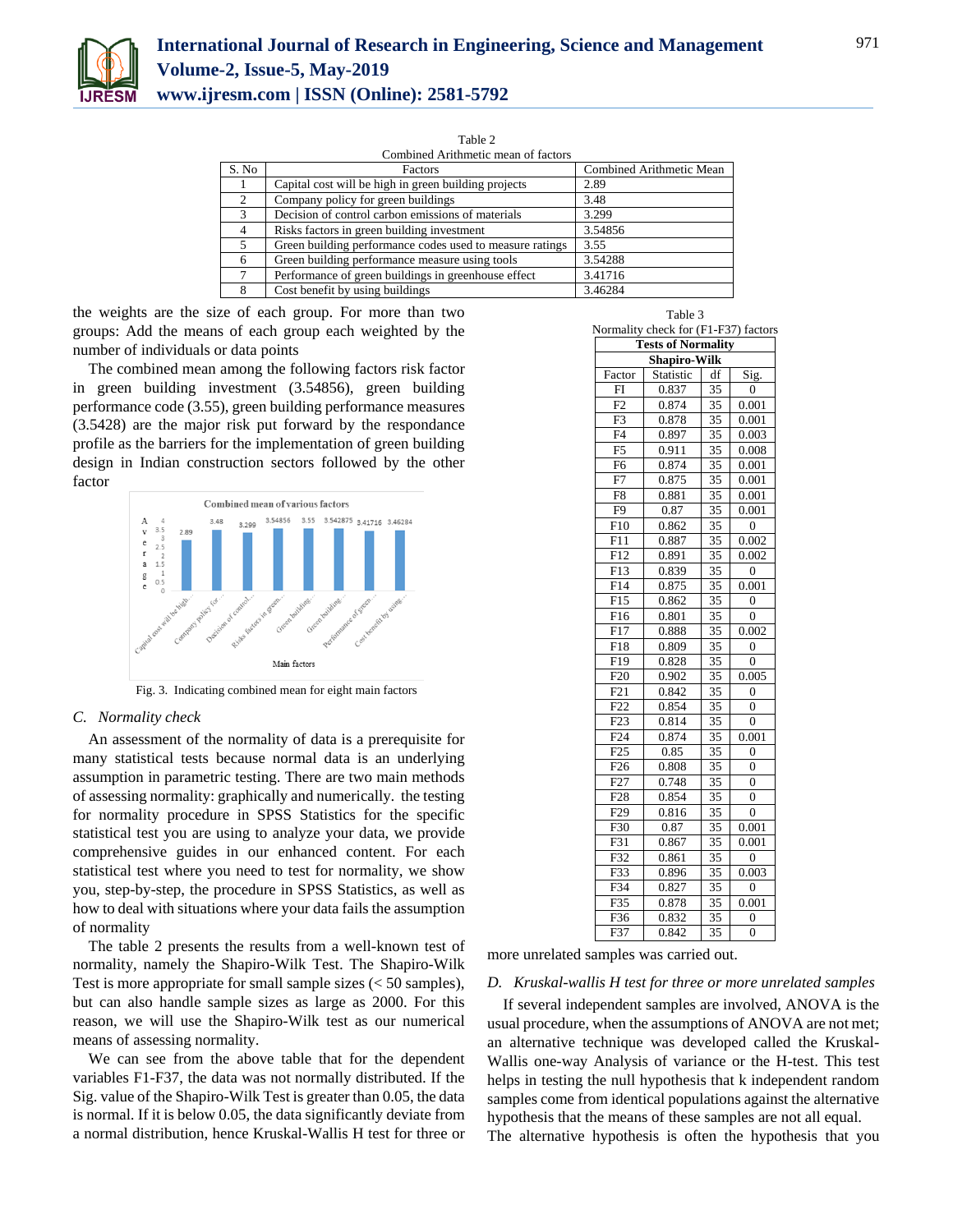Table 2
Combined Arithmetic mean of factors

| S. No | Factors | Combined Arithmetic Mean |
|---|---|---|
| 1 | Capital cost will be high in green building projects | 2.89 |
| 2 | Company policy for green buildings | 3.48 |
| 3 | Decision of control carbon emissions of materials | 3.299 |
| 4 | Risks factors in green building investment | 3.54856 |
| 5 | Green building performance codes used to measure ratings | 3.55 |
| 6 | Green building performance measure using tools | 3.54288 |
| 7 | Performance of green buildings in greenhouse effect | 3.41716 |
| 8 | Cost benefit by using buildings | 3.46284 |

the weights are the size of each group. For more than two groups: Add the means of each group each weighted by the number of individuals or data points

The combined mean among the following factors risk factor in green building investment (3.54856), green building performance code (3.55), green building performance measures (3.5428) are the major risk put forward by the respondance profile as the barriers for the implementation of green building design in Indian construction sectors followed by the other factor

Fig. 3. Indicating combined mean for eight main factors

### C. Normality check

An assessment of the normality of data is a prerequisite for many statistical tests because normal data is an underlying assumption in parametric testing. There are two main methods of assessing normality: graphically and numerically. the testing for normality procedure in SPSS Statistics for the specific statistical test you are using to analyze your data, we provide comprehensive guides in our enhanced content. For each statistical test where you need to test for normality, we show you, step-by-step, the procedure in SPSS Statistics, as well as how to deal with situations where your data fails the assumption of normality

The table 2 presents the results from a well-known test of normality, namely the Shapiro-Wilk Test. The Shapiro-Wilk Test is more appropriate for small sample sizes (< 50 samples), but can also handle sample sizes as large as 2000. For this reason, we will use the Shapiro-Wilk test as our numerical means of assessing normality.

We can see from the above table that for the dependent variables F1-F37, the data was not normally distributed. If the Sig. value of the Shapiro-Wilk Test is greater than 0.05, the data is normal. If it is below 0.05, the data significantly deviate from a normal distribution, hence Kruskal-Wallis H test for three or more unrelated samples was carried out.

Table 3
Normality check for (F1-F37) factors

| Tests of Normality | | | |
|---|---|---|---|
| Shapiro-Wilk | | | |
| Factor | Statistic | df | Sig. |
| FI | 0.837 | 35 | 0 |
| F2 | 0.874 | 35 | 0.001 |
| F3 | 0.878 | 35 | 0.001 |
| F4 | 0.897 | 35 | 0.003 |
| F5 | 0.911 | 35 | 0.008 |
| F6 | 0.874 | 35 | 0.001 |
| F7 | 0.875 | 35 | 0.001 |
| F8 | 0.881 | 35 | 0.001 |
| F9 | 0.87 | 35 | 0.001 |
| F10 | 0.862 | 35 | 0 |
| F11 | 0.887 | 35 | 0.002 |
| F12 | 0.891 | 35 | 0.002 |
| F13 | 0.839 | 35 | 0 |
| F14 | 0.875 | 35 | 0.001 |
| F15 | 0.862 | 35 | 0 |
| F16 | 0.801 | 35 | 0 |
| F17 | 0.888 | 35 | 0.002 |
| F18 | 0.809 | 35 | 0 |
| F19 | 0.828 | 35 | 0 |
| F20 | 0.902 | 35 | 0.005 |
| F21 | 0.842 | 35 | 0 |
| F22 | 0.854 | 35 | 0 |
| F23 | 0.814 | 35 | 0 |
| F24 | 0.874 | 35 | 0.001 |
| F25 | 0.85 | 35 | 0 |
| F26 | 0.808 | 35 | 0 |
| F27 | 0.748 | 35 | 0 |
| F28 | 0.854 | 35 | 0 |
| F29 | 0.816 | 35 | 0 |
| F30 | 0.87 | 35 | 0.001 |
| F31 | 0.867 | 35 | 0.001 |
| F32 | 0.861 | 35 | 0 |
| F33 | 0.896 | 35 | 0.003 |
| F34 | 0.827 | 35 | 0 |
| F35 | 0.878 | 35 | 0.001 |
| F36 | 0.832 | 35 | 0 |
| F37 | 0.842 | 35 | 0 |

### D. Kruskal-wallis H test for three or more unrelated samples

If several independent samples are involved, ANOVA is the usual procedure, when the assumptions of ANOVA are not met; an alternative technique was developed called the Kruskal-Wallis one-way Analysis of variance or the H-test. This test helps in testing the null hypothesis that k independent random samples come from identical populations against the alternative hypothesis that the means of these samples are not all equal.
The alternative hypothesis is often the hypothesis that you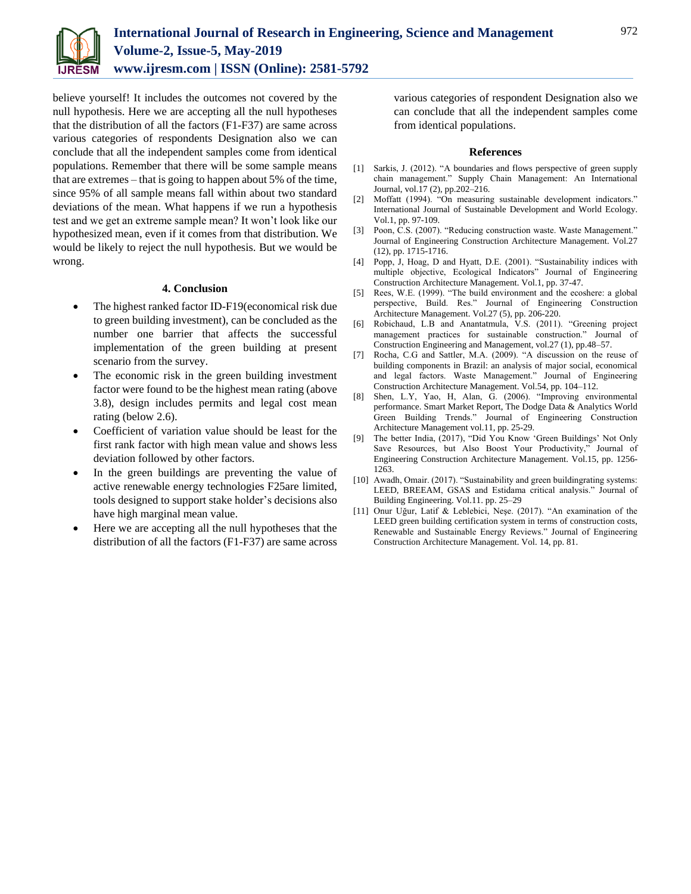believe yourself! It includes the outcomes not covered by the null hypothesis. Here we are accepting all the null hypotheses that the distribution of all the factors (F1-F37) are same across various categories of respondents Designation also we can conclude that all the independent samples come from identical populations. Remember that there will be some sample means that are extremes – that is going to happen about 5% of the time, since 95% of all sample means fall within about two standard deviations of the mean. What happens if we run a hypothesis test and we get an extreme sample mean? It won't look like our hypothesized mean, even if it comes from that distribution. We would be likely to reject the null hypothesis. But we would be wrong.

## 4. Conclusion

- The highest ranked factor ID-F19(economical risk due to green building investment), can be concluded as the number one barrier that affects the successful implementation of the green building at present scenario from the survey.
- The economic risk in the green building investment factor were found to be the highest mean rating (above 3.8), design includes permits and legal cost mean rating (below 2.6).
- Coefficient of variation value should be least for the first rank factor with high mean value and shows less deviation followed by other factors.
- In the green buildings are preventing the value of active renewable energy technologies F25are limited, tools designed to support stake holder's decisions also have high marginal mean value.
- Here we are accepting all the null hypotheses that the distribution of all the factors (F1-F37) are same across various categories of respondent Designation also we can conclude that all the independent samples come from identical populations.

## References

[1] Sarkis, J. (2012). "A boundaries and flows perspective of green supply chain management." Supply Chain Management: An International Journal, vol.17 (2), pp.202–216.

[2] Moffatt (1994). "On measuring sustainable development indicators." International Journal of Sustainable Development and World Ecology. Vol.1, pp. 97-109.

[3] Poon, C.S. (2007). "Reducing construction waste. Waste Management." Journal of Engineering Construction Architecture Management. Vol.27 (12), pp. 1715-1716.

[4] Popp, J, Hoag, D and Hyatt, D.E. (2001). "Sustainability indices with multiple objective, Ecological Indicators" Journal of Engineering Construction Architecture Management. Vol.1, pp. 37-47.

[5] Rees, W.E. (1999). "The build environment and the ecoshere: a global perspective, Build. Res." Journal of Engineering Construction Architecture Management. Vol.27 (5), pp. 206-220.

[6] Robichaud, L.B and Anantatmula, V.S. (2011). "Greening project management practices for sustainable construction." Journal of Construction Engineering and Management, vol.27 (1), pp.48–57.

[7] Rocha, C.G and Sattler, M.A. (2009). "A discussion on the reuse of building components in Brazil: an analysis of major social, economical and legal factors. Waste Management." Journal of Engineering Construction Architecture Management. Vol.54, pp. 104–112.

[8] Shen, L.Y, Yao, H, Alan, G. (2006). "Improving environmental performance. Smart Market Report, The Dodge Data & Analytics World Green Building Trends." Journal of Engineering Construction Architecture Management vol.11, pp. 25-29.

[9] The better India, (2017), "Did You Know 'Green Buildings' Not Only Save Resources, but Also Boost Your Productivity," Journal of Engineering Construction Architecture Management. Vol.15, pp. 1256-1263.

[10] Awadh, Omair. (2017). "Sustainability and green buildingrating systems: LEED, BREEAM, GSAS and Estidama critical analysis." Journal of Building Engineering. Vol.11. pp. 25–29

[11] Onur Uğur, Latif & Leblebici, Neşe. (2017). "An examination of the LEED green building certification system in terms of construction costs, Renewable and Sustainable Energy Reviews." Journal of Engineering Construction Architecture Management. Vol. 14, pp. 81.